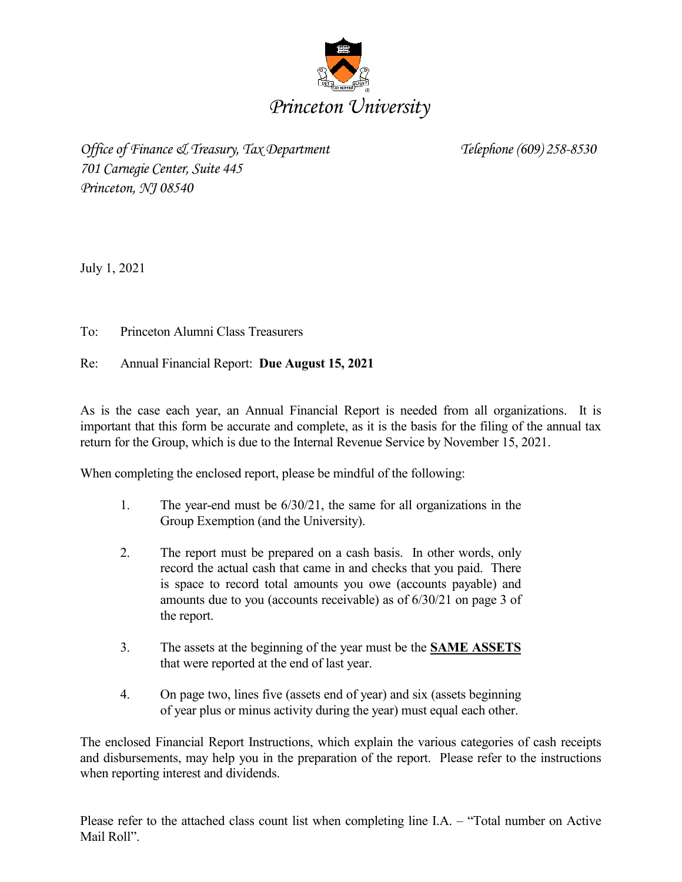# *Princeton University*

*Office of Finance & Treasury, Tax Department* — *Telephone (609) 258-8530*
*701 Carnegie Center, Suite 445*
*Princeton, NJ 08540*

July 1, 2021

To: Princeton Alumni Class Treasurers

Re: Annual Financial Report: **Due August 15, 2021**

As is the case each year, an Annual Financial Report is needed from all organizations. It is important that this form be accurate and complete, as it is the basis for the filing of the annual tax return for the Group, which is due to the Internal Revenue Service by November 15, 2021.

When completing the enclosed report, please be mindful of the following:

1. The year-end must be 6/30/21, the same for all organizations in the Group Exemption (and the University).

2. The report must be prepared on a cash basis. In other words, only record the actual cash that came in and checks that you paid. There is space to record total amounts you owe (accounts payable) and amounts due to you (accounts receivable) as of 6/30/21 on page 3 of the report.

3. The assets at the beginning of the year must be the <u>**SAME ASSETS**</u> that were reported at the end of last year.

4. On page two, lines five (assets end of year) and six (assets beginning of year plus or minus activity during the year) must equal each other.

The enclosed Financial Report Instructions, which explain the various categories of cash receipts and disbursements, may help you in the preparation of the report. Please refer to the instructions when reporting interest and dividends.

Please refer to the attached class count list when completing line I.A. – "Total number on Active Mail Roll".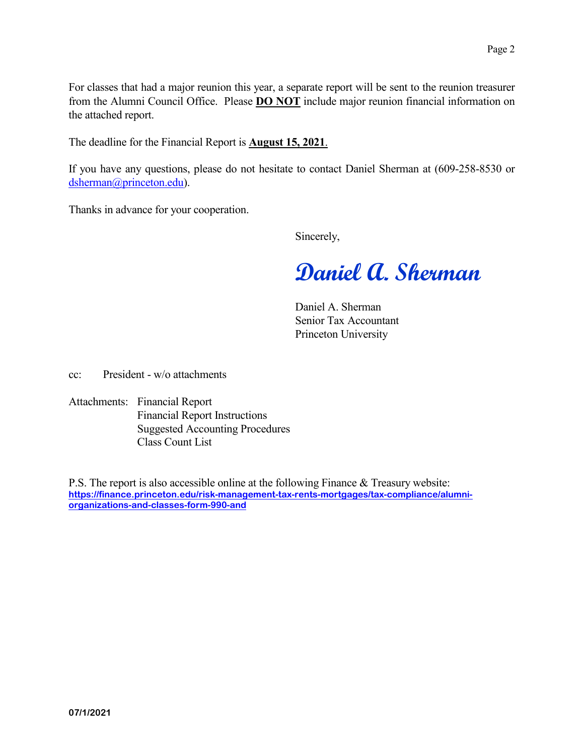For classes that had a major reunion this year, a separate report will be sent to the reunion treasurer from the Alumni Council Office. Please **DO NOT** include major reunion financial information on the attached report.

The deadline for the Financial Report is **August 15, 2021**.

If you have any questions, please do not hesitate to contact Daniel Sherman at (609-258-8530 or dsherman@princeton.edu).

Thanks in advance for your cooperation.

Sincerely,

*Daniel A. Sherman*

Daniel A. Sherman
Senior Tax Accountant
Princeton University

cc: President - w/o attachments

Attachments:
- Financial Report
- Financial Report Instructions
- Suggested Accounting Procedures
- Class Count List

P.S. The report is also accessible online at the following Finance & Treasury website:
https://finance.princeton.edu/risk-management-tax-rents-mortgages/tax-compliance/alumni-organizations-and-classes-form-990-and

07/1/2021